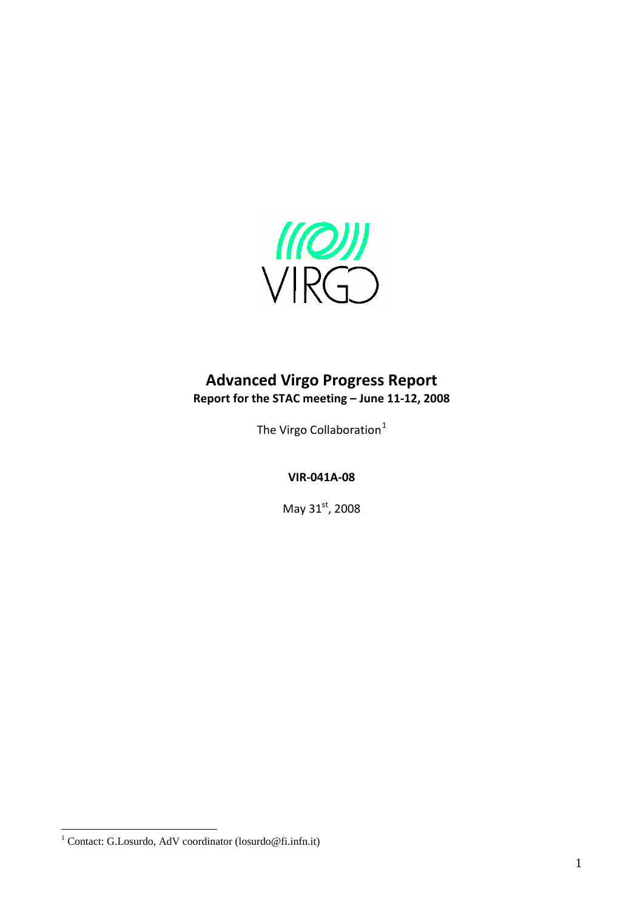# Advanced Virgo Progress Report

**Report for the STAC meeting – June 11-12, 2008**

The Virgo Collaboration[1]

**VIR-041A-08**

May 31[st], 2008

---

[1] Contact: G.Losurdo, AdV coordinator (losurdo@fi.infn.it)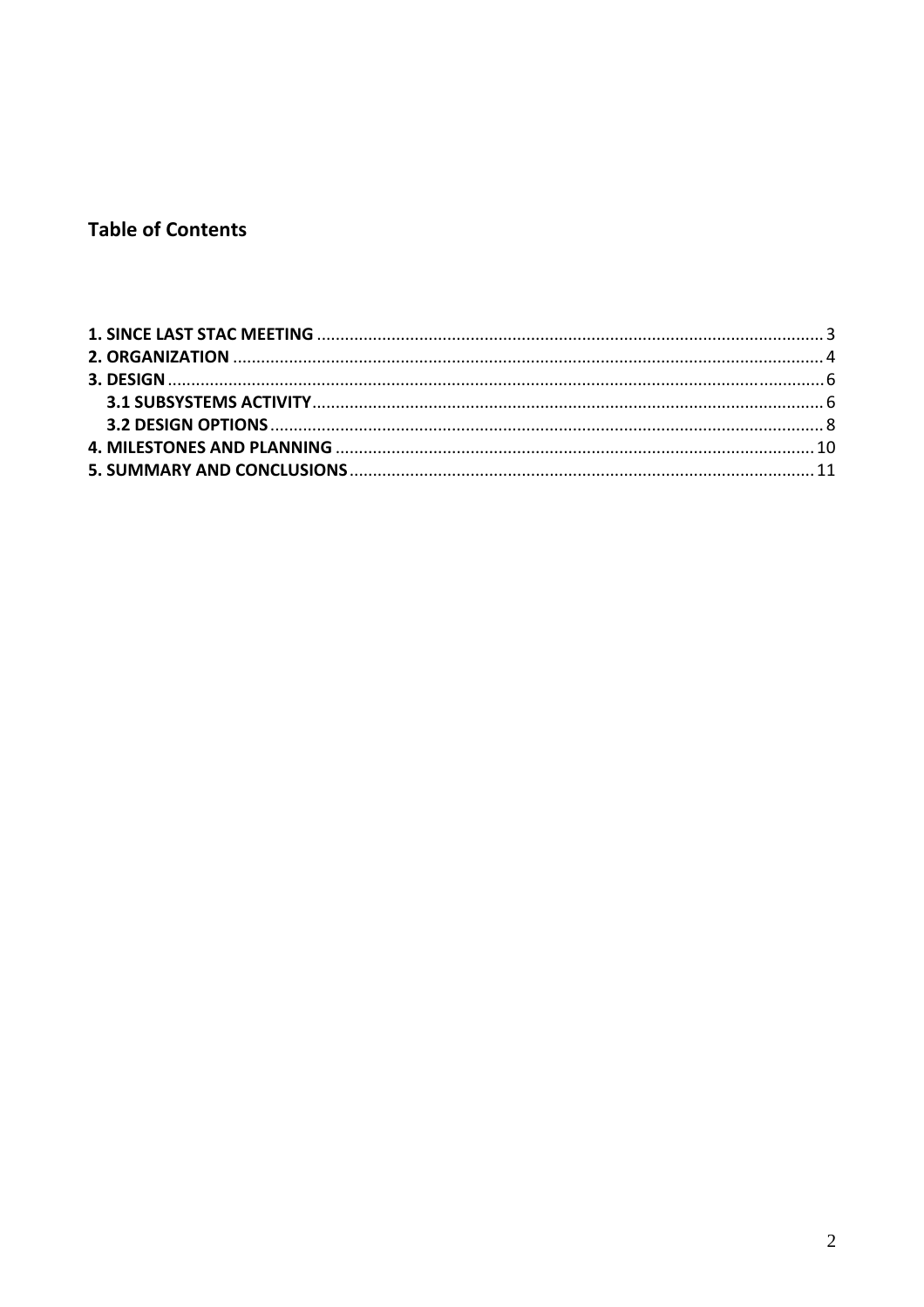## Table of Contents

**1. SINCE LAST STAC MEETING** ........................................ 3
**2. ORGANIZATION** ........................................ 4
**3. DESIGN** ........................................ 6
- **3.1 SUBSYSTEMS ACTIVITY** ........................................ 6
- **3.2 DESIGN OPTIONS** ........................................ 8

**4. MILESTONES AND PLANNING** ........................................ 10
**5. SUMMARY AND CONCLUSIONS** ........................................ 11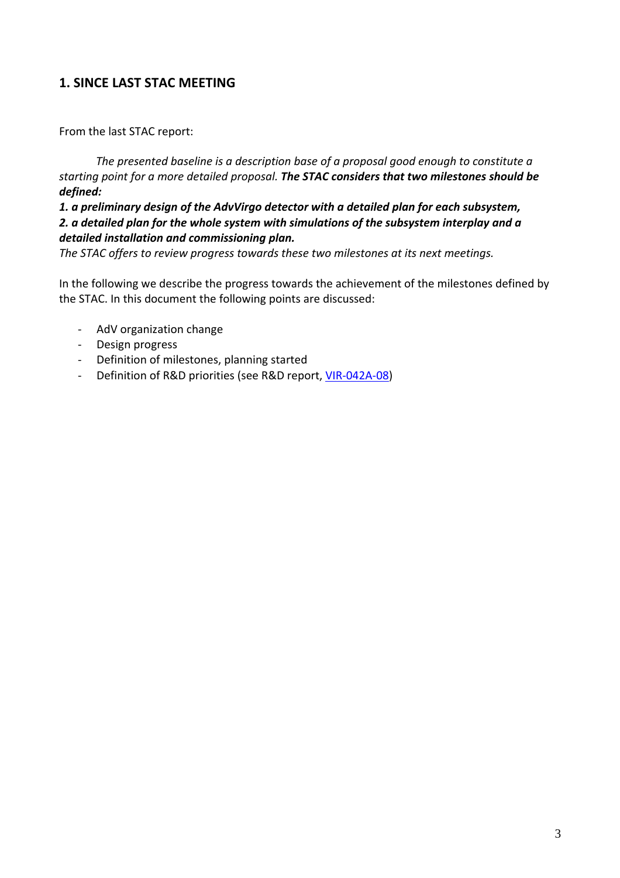## 1. SINCE LAST STAC MEETING

From the last STAC report:

> *The presented baseline is a description base of a proposal good enough to constitute a starting point for a more detailed proposal.* ***The STAC considers that two milestones should be defined:***
>
> ***1. a preliminary design of the AdvVirgo detector with a detailed plan for each subsystem,***
>
> ***2. a detailed plan for the whole system with simulations of the subsystem interplay and a detailed installation and commissioning plan.***
>
> *The STAC offers to review progress towards these two milestones at its next meetings.*

In the following we describe the progress towards the achievement of the milestones defined by the STAC. In this document the following points are discussed:

- AdV organization change
- Design progress
- Definition of milestones, planning started
- Definition of R&D priorities (see R&D report, VIR-042A-08)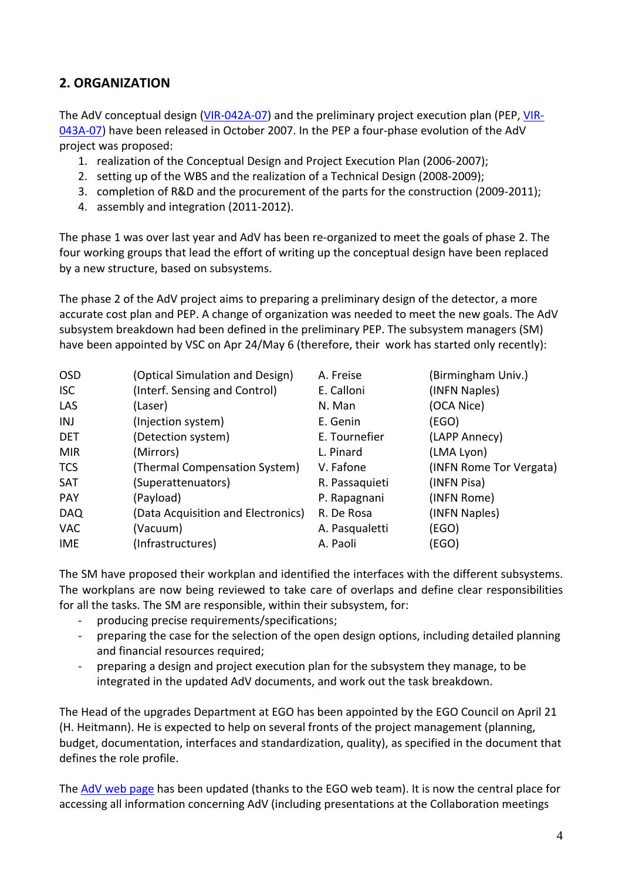## 2. ORGANIZATION

The AdV conceptual design ([VIR-042A-07]) and the preliminary project execution plan (PEP, [VIR-043A-07]) have been released in October 2007. In the PEP a four-phase evolution of the AdV project was proposed:

1. realization of the Conceptual Design and Project Execution Plan (2006-2007);
2. setting up of the WBS and the realization of a Technical Design (2008-2009);
3. completion of R&D and the procurement of the parts for the construction (2009-2011);
4. assembly and integration (2011-2012).

The phase 1 was over last year and AdV has been re-organized to meet the goals of phase 2. The four working groups that lead the effort of writing up the conceptual design have been replaced by a new structure, based on subsystems.

The phase 2 of the AdV project aims to preparing a preliminary design of the detector, a more accurate cost plan and PEP. A change of organization was needed to meet the new goals. The AdV subsystem breakdown had been defined in the preliminary PEP. The subsystem managers (SM) have been appointed by VSC on Apr 24/May 6 (therefore, their work has started only recently):

| | | | |
|---|---|---|---|
| OSD | (Optical Simulation and Design) | A. Freise | (Birmingham Univ.) |
| ISC | (Interf. Sensing and Control) | E. Calloni | (INFN Naples) |
| LAS | (Laser) | N. Man | (OCA Nice) |
| INJ | (Injection system) | E. Genin | (EGO) |
| DET | (Detection system) | E. Tournefier | (LAPP Annecy) |
| MIR | (Mirrors) | L. Pinard | (LMA Lyon) |
| TCS | (Thermal Compensation System) | V. Fafone | (INFN Rome Tor Vergata) |
| SAT | (Superattenuators) | R. Passaquieti | (INFN Pisa) |
| PAY | (Payload) | P. Rapagnani | (INFN Rome) |
| DAQ | (Data Acquisition and Electronics) | R. De Rosa | (INFN Naples) |
| VAC | (Vacuum) | A. Pasqualetti | (EGO) |
| IME | (Infrastructures) | A. Paoli | (EGO) |

The SM have proposed their workplan and identified the interfaces with the different subsystems. The workplans are now being reviewed to take care of overlaps and define clear responsibilities for all the tasks. The SM are responsible, within their subsystem, for:

- producing precise requirements/specifications;
- preparing the case for the selection of the open design options, including detailed planning and financial resources required;
- preparing a design and project execution plan for the subsystem they manage, to be integrated in the updated AdV documents, and work out the task breakdown.

The Head of the upgrades Department at EGO has been appointed by the EGO Council on April 21 (H. Heitmann). He is expected to help on several fronts of the project management (planning, budget, documentation, interfaces and standardization, quality), as specified in the document that defines the role profile.

The [AdV web page] has been updated (thanks to the EGO web team). It is now the central place for accessing all information concerning AdV (including presentations at the Collaboration meetings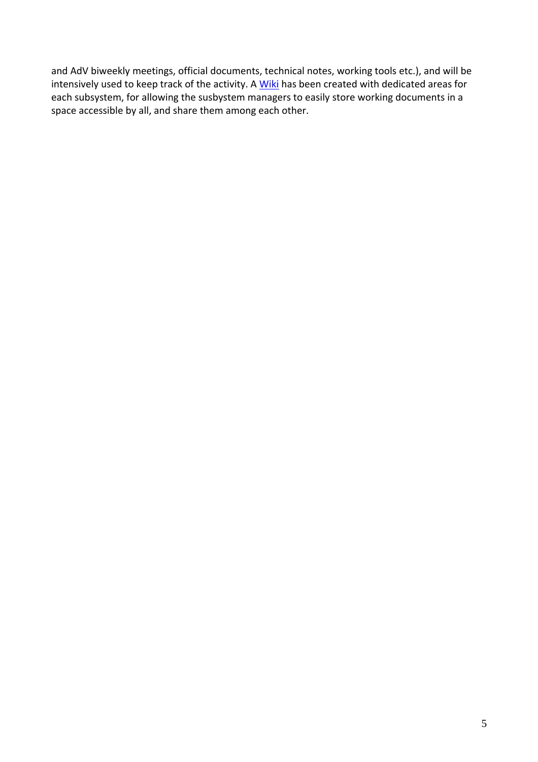and AdV biweekly meetings, official documents, technical notes, working tools etc.), and will be intensively used to keep track of the activity. A Wiki has been created with dedicated areas for each subsystem, for allowing the susbystem managers to easily store working documents in a space accessible by all, and share them among each other.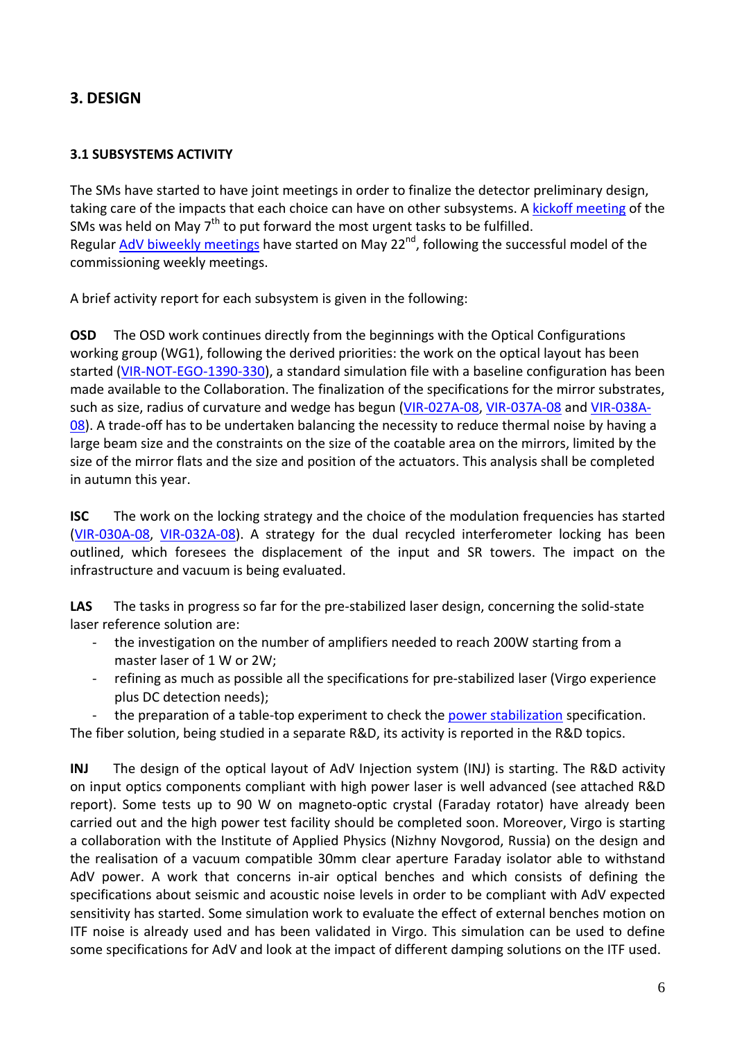## 3. DESIGN

### 3.1 SUBSYSTEMS ACTIVITY

The SMs have started to have joint meetings in order to finalize the detector preliminary design, taking care of the impacts that each choice can have on other subsystems. A kickoff meeting of the SMs was held on May 7th to put forward the most urgent tasks to be fulfilled.
Regular AdV biweekly meetings have started on May 22nd, following the successful model of the commissioning weekly meetings.

A brief activity report for each subsystem is given in the following:

**OSD** The OSD work continues directly from the beginnings with the Optical Configurations working group (WG1), following the derived priorities: the work on the optical layout has been started (VIR-NOT-EGO-1390-330), a standard simulation file with a baseline configuration has been made available to the Collaboration. The finalization of the specifications for the mirror substrates, such as size, radius of curvature and wedge has begun (VIR-027A-08, VIR-037A-08 and VIR-038A-08). A trade-off has to be undertaken balancing the necessity to reduce thermal noise by having a large beam size and the constraints on the size of the coatable area on the mirrors, limited by the size of the mirror flats and the size and position of the actuators. This analysis shall be completed in autumn this year.

**ISC** The work on the locking strategy and the choice of the modulation frequencies has started (VIR-030A-08, VIR-032A-08). A strategy for the dual recycled interferometer locking has been outlined, which foresees the displacement of the input and SR towers. The impact on the infrastructure and vacuum is being evaluated.

**LAS** The tasks in progress so far for the pre-stabilized laser design, concerning the solid-state laser reference solution are:

- the investigation on the number of amplifiers needed to reach 200W starting from a master laser of 1 W or 2W;
- refining as much as possible all the specifications for pre-stabilized laser (Virgo experience plus DC detection needs);
- the preparation of a table-top experiment to check the power stabilization specification.

The fiber solution, being studied in a separate R&D, its activity is reported in the R&D topics.

**INJ** The design of the optical layout of AdV Injection system (INJ) is starting. The R&D activity on input optics components compliant with high power laser is well advanced (see attached R&D report). Some tests up to 90 W on magneto-optic crystal (Faraday rotator) have already been carried out and the high power test facility should be completed soon. Moreover, Virgo is starting a collaboration with the Institute of Applied Physics (Nizhny Novgorod, Russia) on the design and the realisation of a vacuum compatible 30mm clear aperture Faraday isolator able to withstand AdV power. A work that concerns in-air optical benches and which consists of defining the specifications about seismic and acoustic noise levels in order to be compliant with AdV expected sensitivity has started. Some simulation work to evaluate the effect of external benches motion on ITF noise is already used and has been validated in Virgo. This simulation can be used to define some specifications for AdV and look at the impact of different damping solutions on the ITF used.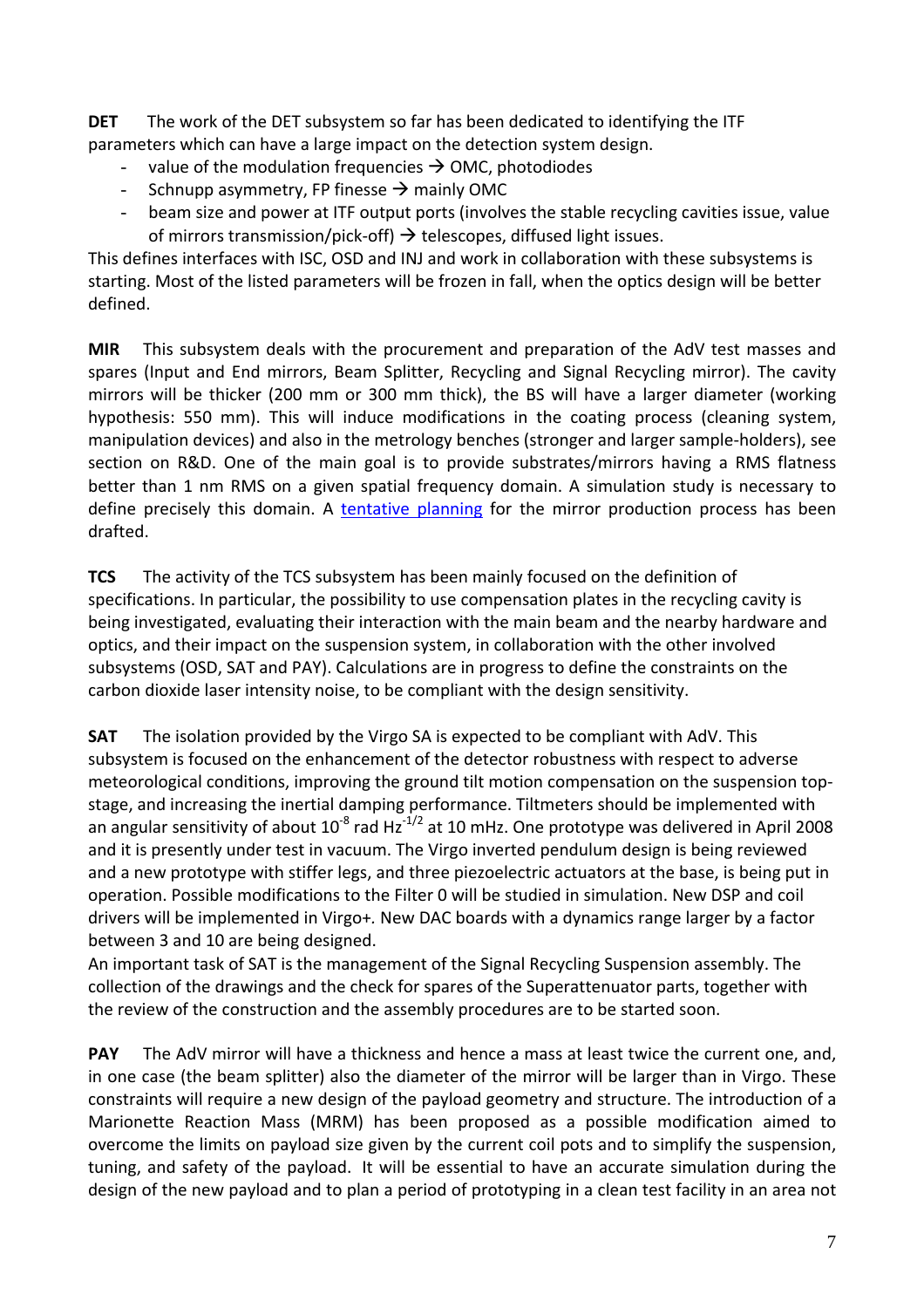**DET** The work of the DET subsystem so far has been dedicated to identifying the ITF parameters which can have a large impact on the detection system design.

- value of the modulation frequencies → OMC, photodiodes
- Schnupp asymmetry, FP finesse → mainly OMC
- beam size and power at ITF output ports (involves the stable recycling cavities issue, value of mirrors transmission/pick-off) → telescopes, diffused light issues.

This defines interfaces with ISC, OSD and INJ and work in collaboration with these subsystems is starting. Most of the listed parameters will be frozen in fall, when the optics design will be better defined.

**MIR** This subsystem deals with the procurement and preparation of the AdV test masses and spares (Input and End mirrors, Beam Splitter, Recycling and Signal Recycling mirror). The cavity mirrors will be thicker (200 mm or 300 mm thick), the BS will have a larger diameter (working hypothesis: 550 mm). This will induce modifications in the coating process (cleaning system, manipulation devices) and also in the metrology benches (stronger and larger sample-holders), see section on R&D. One of the main goal is to provide substrates/mirrors having a RMS flatness better than 1 nm RMS on a given spatial frequency domain. A simulation study is necessary to define precisely this domain. A tentative planning for the mirror production process has been drafted.

**TCS** The activity of the TCS subsystem has been mainly focused on the definition of specifications. In particular, the possibility to use compensation plates in the recycling cavity is being investigated, evaluating their interaction with the main beam and the nearby hardware and optics, and their impact on the suspension system, in collaboration with the other involved subsystems (OSD, SAT and PAY). Calculations are in progress to define the constraints on the carbon dioxide laser intensity noise, to be compliant with the design sensitivity.

**SAT** The isolation provided by the Virgo SA is expected to be compliant with AdV. This subsystem is focused on the enhancement of the detector robustness with respect to adverse meteorological conditions, improving the ground tilt motion compensation on the suspension top-stage, and increasing the inertial damping performance. Tiltmeters should be implemented with an angular sensitivity of about $10^{-8}$ rad $Hz^{-1/2}$ at 10 mHz. One prototype was delivered in April 2008 and it is presently under test in vacuum. The Virgo inverted pendulum design is being reviewed and a new prototype with stiffer legs, and three piezoelectric actuators at the base, is being put in operation. Possible modifications to the Filter 0 will be studied in simulation. New DSP and coil drivers will be implemented in Virgo+. New DAC boards with a dynamics range larger by a factor between 3 and 10 are being designed.
An important task of SAT is the management of the Signal Recycling Suspension assembly. The collection of the drawings and the check for spares of the Superattenuator parts, together with the review of the construction and the assembly procedures are to be started soon.

**PAY** The AdV mirror will have a thickness and hence a mass at least twice the current one, and, in one case (the beam splitter) also the diameter of the mirror will be larger than in Virgo. These constraints will require a new design of the payload geometry and structure. The introduction of a Marionette Reaction Mass (MRM) has been proposed as a possible modification aimed to overcome the limits on payload size given by the current coil pots and to simplify the suspension, tuning, and safety of the payload. It will be essential to have an accurate simulation during the design of the new payload and to plan a period of prototyping in a clean test facility in an area not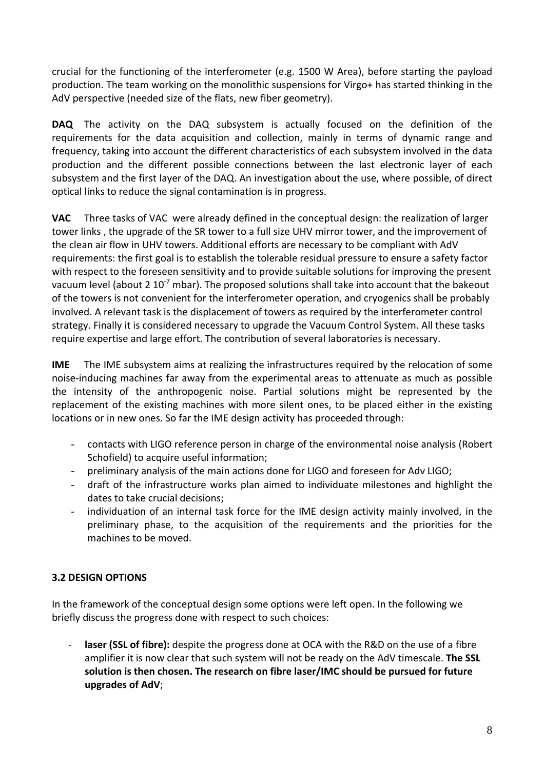crucial for the functioning of the interferometer (e.g. 1500 W Area), before starting the payload production. The team working on the monolithic suspensions for Virgo+ has started thinking in the AdV perspective (needed size of the flats, new fiber geometry).

**DAQ** The activity on the DAQ subsystem is actually focused on the definition of the requirements for the data acquisition and collection, mainly in terms of dynamic range and frequency, taking into account the different characteristics of each subsystem involved in the data production and the different possible connections between the last electronic layer of each subsystem and the first layer of the DAQ. An investigation about the use, where possible, of direct optical links to reduce the signal contamination is in progress.

**VAC** Three tasks of VAC were already defined in the conceptual design: the realization of larger tower links , the upgrade of the SR tower to a full size UHV mirror tower, and the improvement of the clean air flow in UHV towers. Additional efforts are necessary to be compliant with AdV requirements: the first goal is to establish the tolerable residual pressure to ensure a safety factor with respect to the foreseen sensitivity and to provide suitable solutions for improving the present vacuum level (about $2\ 10^{-7}$ mbar). The proposed solutions shall take into account that the bakeout of the towers is not convenient for the interferometer operation, and cryogenics shall be probably involved. A relevant task is the displacement of towers as required by the interferometer control strategy. Finally it is considered necessary to upgrade the Vacuum Control System. All these tasks require expertise and large effort. The contribution of several laboratories is necessary.

**IME** The IME subsystem aims at realizing the infrastructures required by the relocation of some noise-inducing machines far away from the experimental areas to attenuate as much as possible the intensity of the anthropogenic noise. Partial solutions might be represented by the replacement of the existing machines with more silent ones, to be placed either in the existing locations or in new ones. So far the IME design activity has proceeded through:

- contacts with LIGO reference person in charge of the environmental noise analysis (Robert Schofield) to acquire useful information;
- preliminary analysis of the main actions done for LIGO and foreseen for Adv LIGO;
- draft of the infrastructure works plan aimed to individuate milestones and highlight the dates to take crucial decisions;
- individuation of an internal task force for the IME design activity mainly involved, in the preliminary phase, to the acquisition of the requirements and the priorities for the machines to be moved.

### 3.2 DESIGN OPTIONS

In the framework of the conceptual design some options were left open. In the following we briefly discuss the progress done with respect to such choices:

- **laser (SSL of fibre):** despite the progress done at OCA with the R&D on the use of a fibre amplifier it is now clear that such system will not be ready on the AdV timescale. **The SSL solution is then chosen. The research on fibre laser/IMC should be pursued for future upgrades of AdV**;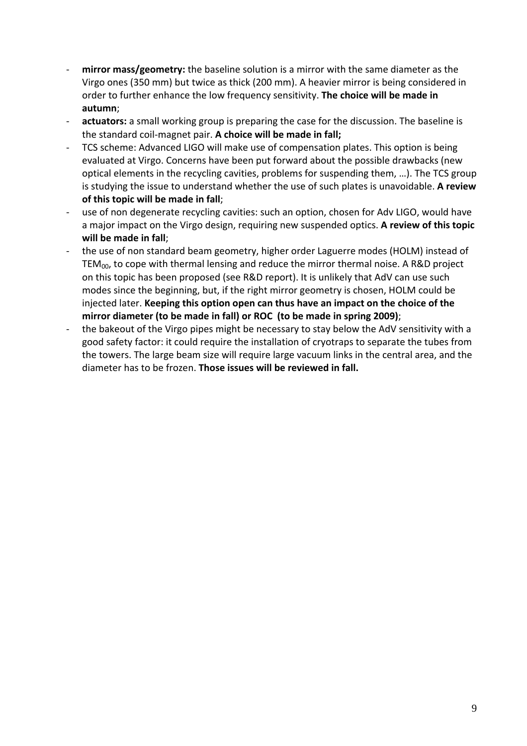- **mirror mass/geometry:** the baseline solution is a mirror with the same diameter as the Virgo ones (350 mm) but twice as thick (200 mm). A heavier mirror is being considered in order to further enhance the low frequency sensitivity. **The choice will be made in autumn**;
- **actuators:** a small working group is preparing the case for the discussion. The baseline is the standard coil-magnet pair. **A choice will be made in fall;**
- TCS scheme: Advanced LIGO will make use of compensation plates. This option is being evaluated at Virgo. Concerns have been put forward about the possible drawbacks (new optical elements in the recycling cavities, problems for suspending them, …). The TCS group is studying the issue to understand whether the use of such plates is unavoidable. **A review of this topic will be made in fall**;
- use of non degenerate recycling cavities: such an option, chosen for Adv LIGO, would have a major impact on the Virgo design, requiring new suspended optics. **A review of this topic will be made in fall**;
- the use of non standard beam geometry, higher order Laguerre modes (HOLM) instead of $TEM_{00}$, to cope with thermal lensing and reduce the mirror thermal noise. A R&D project on this topic has been proposed (see R&D report). It is unlikely that AdV can use such modes since the beginning, but, if the right mirror geometry is chosen, HOLM could be injected later. **Keeping this option open can thus have an impact on the choice of the mirror diameter (to be made in fall) or ROC (to be made in spring 2009)**;
- the bakeout of the Virgo pipes might be necessary to stay below the AdV sensitivity with a good safety factor: it could require the installation of cryotraps to separate the tubes from the towers. The large beam size will require large vacuum links in the central area, and the diameter has to be frozen. **Those issues will be reviewed in fall.**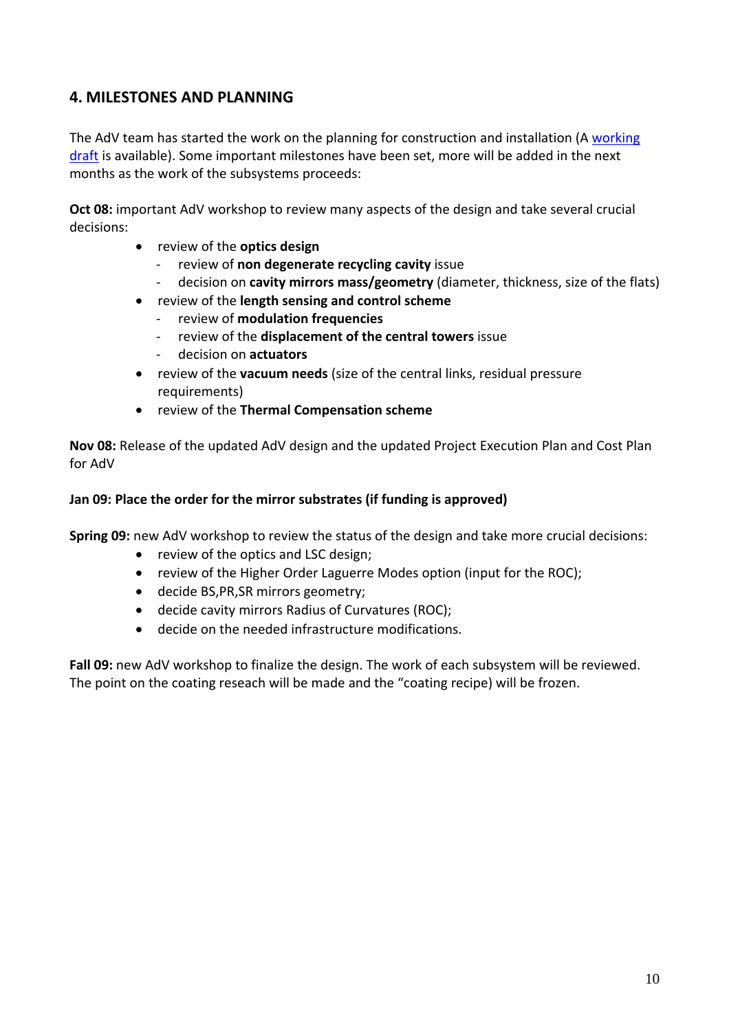## 4. MILESTONES AND PLANNING

The AdV team has started the work on the planning for construction and installation (A working draft is available). Some important milestones have been set, more will be added in the next months as the work of the subsystems proceeds:

**Oct 08:** important AdV workshop to review many aspects of the design and take several crucial decisions:

- review of the **optics design**
  - review of **non degenerate recycling cavity** issue
  - decision on **cavity mirrors mass/geometry** (diameter, thickness, size of the flats)
- review of the **length sensing and control scheme**
  - review of **modulation frequencies**
  - review of the **displacement of the central towers** issue
  - decision on **actuators**
- review of the **vacuum needs** (size of the central links, residual pressure requirements)
- review of the **Thermal Compensation scheme**

**Nov 08:** Release of the updated AdV design and the updated Project Execution Plan and Cost Plan for AdV

**Jan 09: Place the order for the mirror substrates (if funding is approved)**

**Spring 09:** new AdV workshop to review the status of the design and take more crucial decisions:

- review of the optics and LSC design;
- review of the Higher Order Laguerre Modes option (input for the ROC);
- decide BS,PR,SR mirrors geometry;
- decide cavity mirrors Radius of Curvatures (ROC);
- decide on the needed infrastructure modifications.

**Fall 09:** new AdV workshop to finalize the design. The work of each subsystem will be reviewed. The point on the coating reseach will be made and the "coating recipe) will be frozen.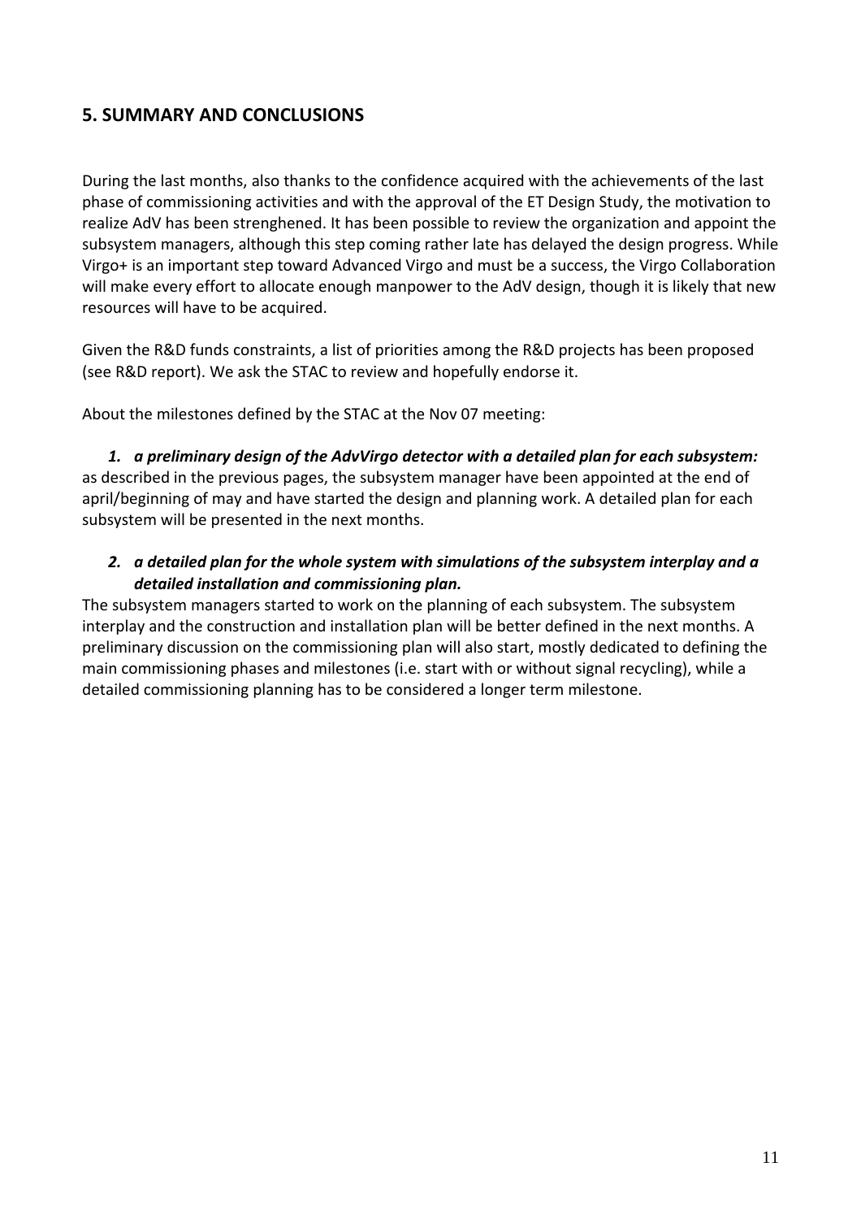## 5. SUMMARY AND CONCLUSIONS

During the last months, also thanks to the confidence acquired with the achievements of the last phase of commissioning activities and with the approval of the ET Design Study, the motivation to realize AdV has been strenghened. It has been possible to review the organization and appoint the subsystem managers, although this step coming rather late has delayed the design progress. While Virgo+ is an important step toward Advanced Virgo and must be a success, the Virgo Collaboration will make every effort to allocate enough manpower to the AdV design, though it is likely that new resources will have to be acquired.

Given the R&D funds constraints, a list of priorities among the R&D projects has been proposed (see R&D report). We ask the STAC to review and hopefully endorse it.

About the milestones defined by the STAC at the Nov 07 meeting:

1. ***a preliminary design of the AdvVirgo detector with a detailed plan for each subsystem:***

as described in the previous pages, the subsystem manager have been appointed at the end of april/beginning of may and have started the design and planning work. A detailed plan for each subsystem will be presented in the next months.

2. ***a detailed plan for the whole system with simulations of the subsystem interplay and a detailed installation and commissioning plan.***

The subsystem managers started to work on the planning of each subsystem. The subsystem interplay and the construction and installation plan will be better defined in the next months. A preliminary discussion on the commissioning plan will also start, mostly dedicated to defining the main commissioning phases and milestones (i.e. start with or without signal recycling), while a detailed commissioning planning has to be considered a longer term milestone.